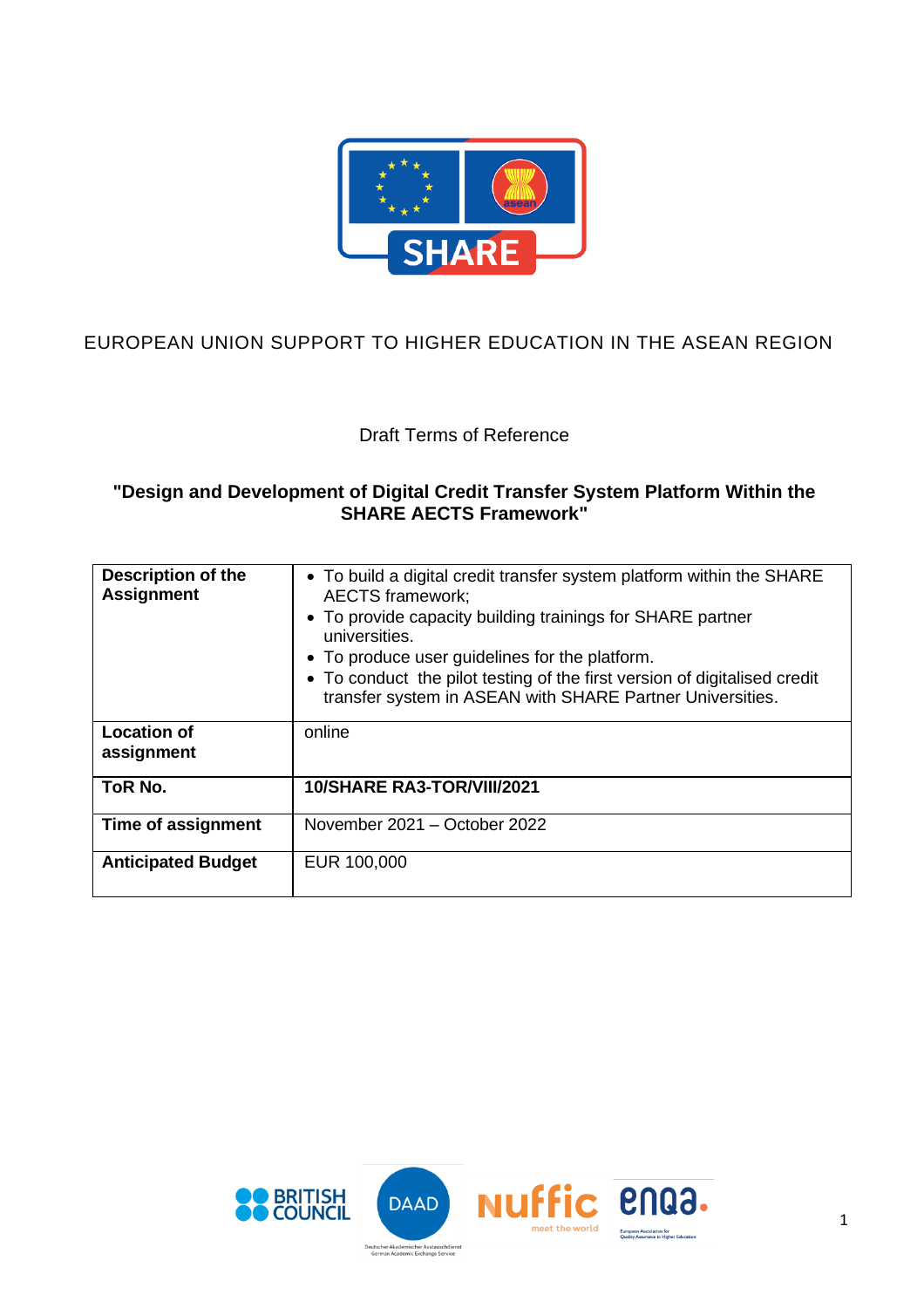EUROPEAN UNION SUPPORT TO HIGHER EDUCATION IN THE ASEAN REGION

Draft Terms of Reference

## "Design and Development of Digital Credit Transfer System Platform Within the SHARE AECTS Framework"

| **Description of the Assignment** | • To build a digital credit transfer system platform within the SHARE AECTS framework;<br>• To provide capacity building trainings for SHARE partner universities.<br>• To produce user guidelines for the platform.<br>• To conduct the pilot testing of the first version of digitalised credit transfer system in ASEAN with SHARE Partner Universities. |
|---|---|
| **Location of assignment** | online |
| **ToR No.** | **10/SHARE RA3-TOR/VIII/2021** |
| **Time of assignment** | November 2021 – October 2022 |
| **Anticipated Budget** | EUR 100,000 |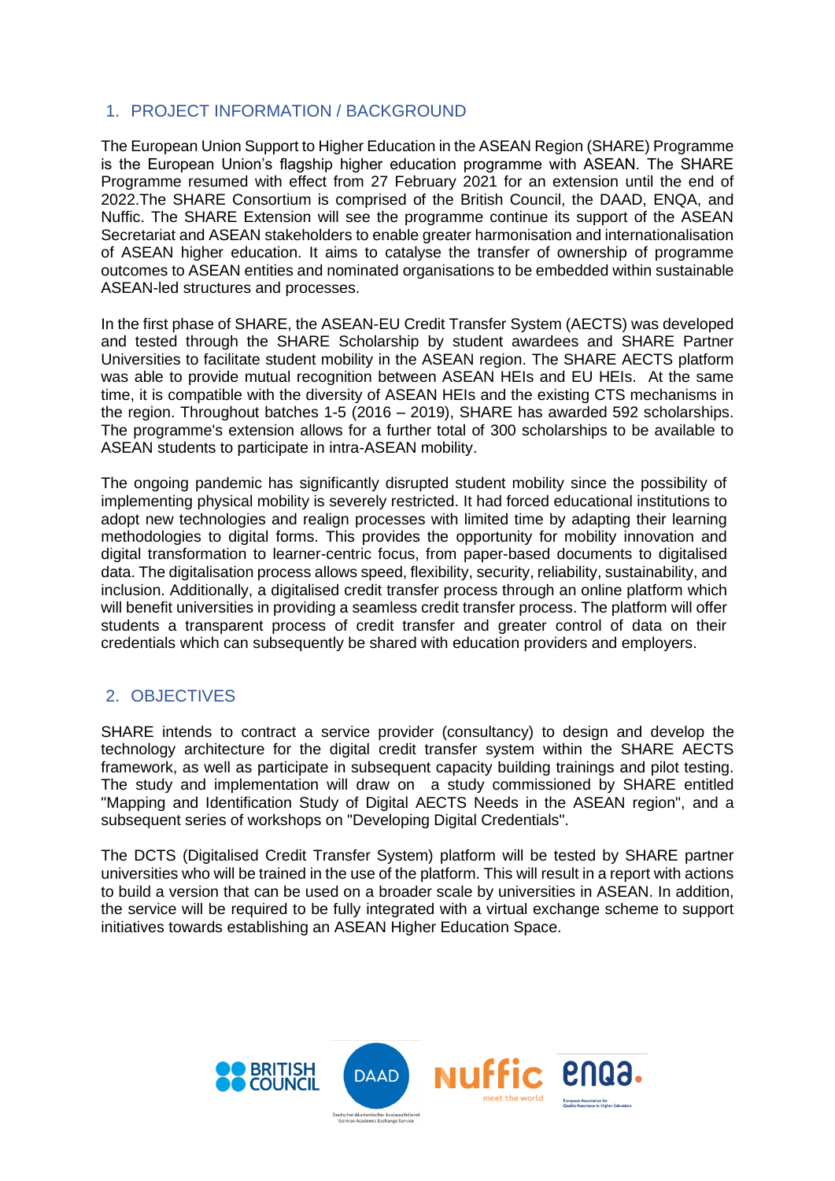## 1. PROJECT INFORMATION / BACKGROUND

The European Union Support to Higher Education in the ASEAN Region (SHARE) Programme is the European Union's flagship higher education programme with ASEAN. The SHARE Programme resumed with effect from 27 February 2021 for an extension until the end of 2022.The SHARE Consortium is comprised of the British Council, the DAAD, ENQA, and Nuffic. The SHARE Extension will see the programme continue its support of the ASEAN Secretariat and ASEAN stakeholders to enable greater harmonisation and internationalisation of ASEAN higher education. It aims to catalyse the transfer of ownership of programme outcomes to ASEAN entities and nominated organisations to be embedded within sustainable ASEAN-led structures and processes.

In the first phase of SHARE, the ASEAN-EU Credit Transfer System (AECTS) was developed and tested through the SHARE Scholarship by student awardees and SHARE Partner Universities to facilitate student mobility in the ASEAN region. The SHARE AECTS platform was able to provide mutual recognition between ASEAN HEIs and EU HEIs. At the same time, it is compatible with the diversity of ASEAN HEIs and the existing CTS mechanisms in the region. Throughout batches 1-5 (2016 – 2019), SHARE has awarded 592 scholarships. The programme's extension allows for a further total of 300 scholarships to be available to ASEAN students to participate in intra-ASEAN mobility.

The ongoing pandemic has significantly disrupted student mobility since the possibility of implementing physical mobility is severely restricted. It had forced educational institutions to adopt new technologies and realign processes with limited time by adapting their learning methodologies to digital forms. This provides the opportunity for mobility innovation and digital transformation to learner-centric focus, from paper-based documents to digitalised data. The digitalisation process allows speed, flexibility, security, reliability, sustainability, and inclusion. Additionally, a digitalised credit transfer process through an online platform which will benefit universities in providing a seamless credit transfer process. The platform will offer students a transparent process of credit transfer and greater control of data on their credentials which can subsequently be shared with education providers and employers.

## 2. OBJECTIVES

SHARE intends to contract a service provider (consultancy) to design and develop the technology architecture for the digital credit transfer system within the SHARE AECTS framework, as well as participate in subsequent capacity building trainings and pilot testing. The study and implementation will draw on a study commissioned by SHARE entitled "Mapping and Identification Study of Digital AECTS Needs in the ASEAN region", and a subsequent series of workshops on "Developing Digital Credentials".

The DCTS (Digitalised Credit Transfer System) platform will be tested by SHARE partner universities who will be trained in the use of the platform. This will result in a report with actions to build a version that can be used on a broader scale by universities in ASEAN. In addition, the service will be required to be fully integrated with a virtual exchange scheme to support initiatives towards establishing an ASEAN Higher Education Space.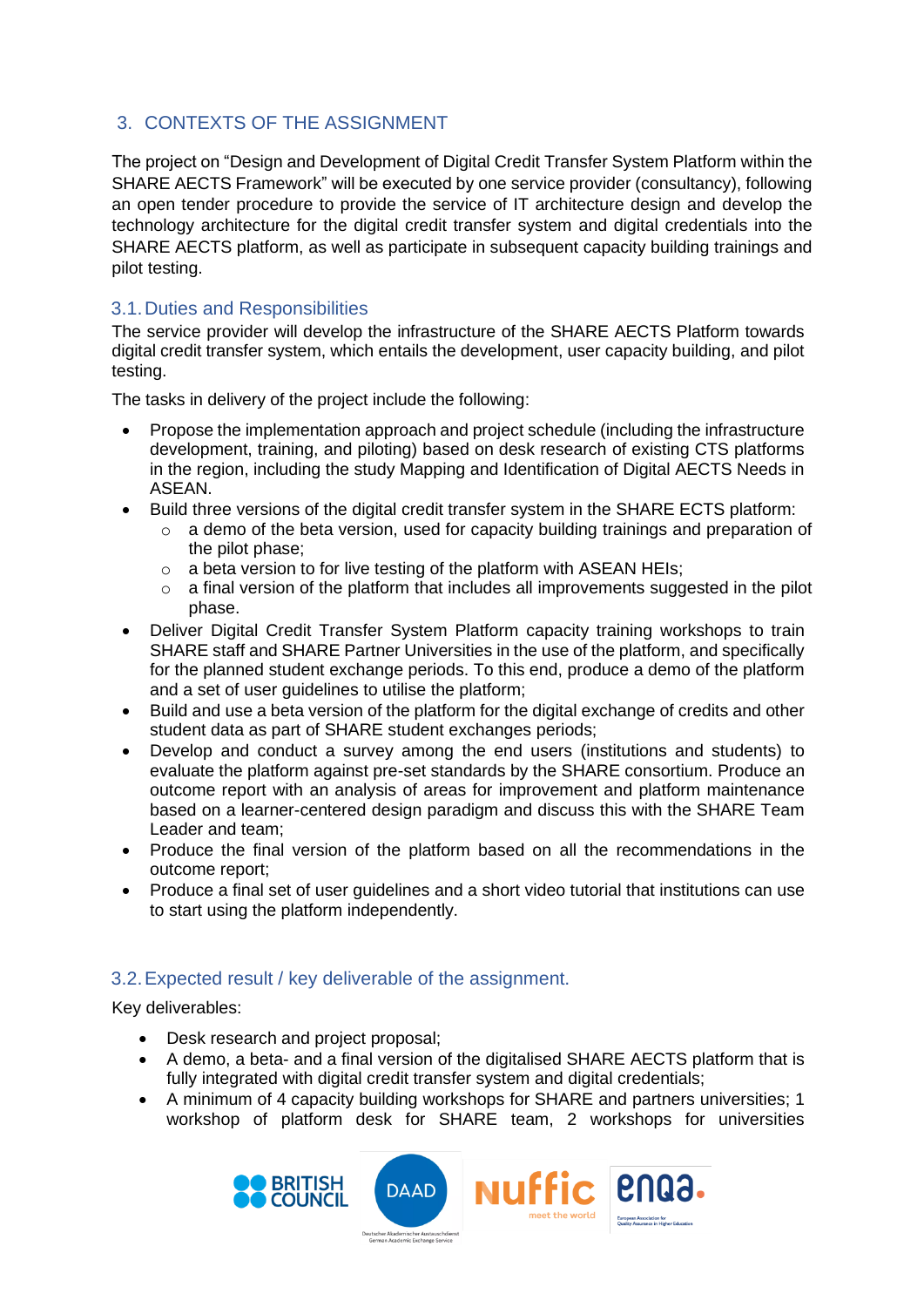## 3. CONTEXTS OF THE ASSIGNMENT

The project on "Design and Development of Digital Credit Transfer System Platform within the SHARE AECTS Framework" will be executed by one service provider (consultancy), following an open tender procedure to provide the service of IT architecture design and develop the technology architecture for the digital credit transfer system and digital credentials into the SHARE AECTS platform, as well as participate in subsequent capacity building trainings and pilot testing.

### 3.1. Duties and Responsibilities

The service provider will develop the infrastructure of the SHARE AECTS Platform towards digital credit transfer system, which entails the development, user capacity building, and pilot testing.

The tasks in delivery of the project include the following:

- Propose the implementation approach and project schedule (including the infrastructure development, training, and piloting) based on desk research of existing CTS platforms in the region, including the study Mapping and Identification of Digital AECTS Needs in ASEAN.
- Build three versions of the digital credit transfer system in the SHARE ECTS platform:
  - a demo of the beta version, used for capacity building trainings and preparation of the pilot phase;
  - a beta version to for live testing of the platform with ASEAN HEIs;
  - a final version of the platform that includes all improvements suggested in the pilot phase.
- Deliver Digital Credit Transfer System Platform capacity training workshops to train SHARE staff and SHARE Partner Universities in the use of the platform, and specifically for the planned student exchange periods. To this end, produce a demo of the platform and a set of user guidelines to utilise the platform;
- Build and use a beta version of the platform for the digital exchange of credits and other student data as part of SHARE student exchanges periods;
- Develop and conduct a survey among the end users (institutions and students) to evaluate the platform against pre-set standards by the SHARE consortium. Produce an outcome report with an analysis of areas for improvement and platform maintenance based on a learner-centered design paradigm and discuss this with the SHARE Team Leader and team;
- Produce the final version of the platform based on all the recommendations in the outcome report;
- Produce a final set of user guidelines and a short video tutorial that institutions can use to start using the platform independently.

### 3.2. Expected result / key deliverable of the assignment.

Key deliverables:

- Desk research and project proposal;
- A demo, a beta- and a final version of the digitalised SHARE AECTS platform that is fully integrated with digital credit transfer system and digital credentials;
- A minimum of 4 capacity building workshops for SHARE and partners universities; 1 workshop of platform desk for SHARE team, 2 workshops for universities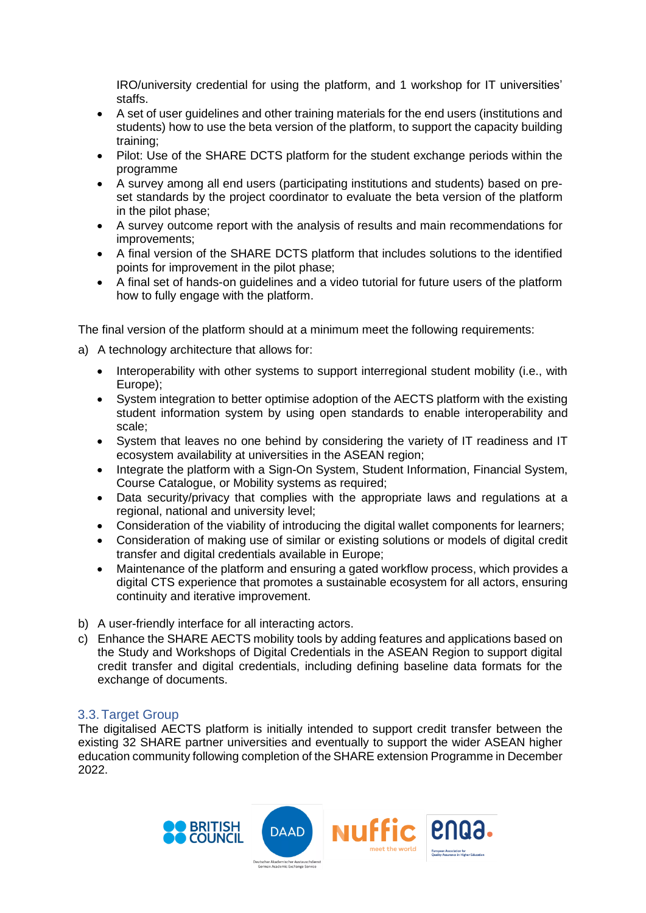IRO/university credential for using the platform, and 1 workshop for IT universities' staffs.

- A set of user guidelines and other training materials for the end users (institutions and students) how to use the beta version of the platform, to support the capacity building training;
- Pilot: Use of the SHARE DCTS platform for the student exchange periods within the programme
- A survey among all end users (participating institutions and students) based on pre-set standards by the project coordinator to evaluate the beta version of the platform in the pilot phase;
- A survey outcome report with the analysis of results and main recommendations for improvements;
- A final version of the SHARE DCTS platform that includes solutions to the identified points for improvement in the pilot phase;
- A final set of hands-on guidelines and a video tutorial for future users of the platform how to fully engage with the platform.

The final version of the platform should at a minimum meet the following requirements:

a) A technology architecture that allows for:

- Interoperability with other systems to support interregional student mobility (i.e., with Europe);
- System integration to better optimise adoption of the AECTS platform with the existing student information system by using open standards to enable interoperability and scale;
- System that leaves no one behind by considering the variety of IT readiness and IT ecosystem availability at universities in the ASEAN region;
- Integrate the platform with a Sign-On System, Student Information, Financial System, Course Catalogue, or Mobility systems as required;
- Data security/privacy that complies with the appropriate laws and regulations at a regional, national and university level;
- Consideration of the viability of introducing the digital wallet components for learners;
- Consideration of making use of similar or existing solutions or models of digital credit transfer and digital credentials available in Europe;
- Maintenance of the platform and ensuring a gated workflow process, which provides a digital CTS experience that promotes a sustainable ecosystem for all actors, ensuring continuity and iterative improvement.

b) A user-friendly interface for all interacting actors.

c) Enhance the SHARE AECTS mobility tools by adding features and applications based on the Study and Workshops of Digital Credentials in the ASEAN Region to support digital credit transfer and digital credentials, including defining baseline data formats for the exchange of documents.

### 3.3. Target Group

The digitalised AECTS platform is initially intended to support credit transfer between the existing 32 SHARE partner universities and eventually to support the wider ASEAN higher education community following completion of the SHARE extension Programme in December 2022.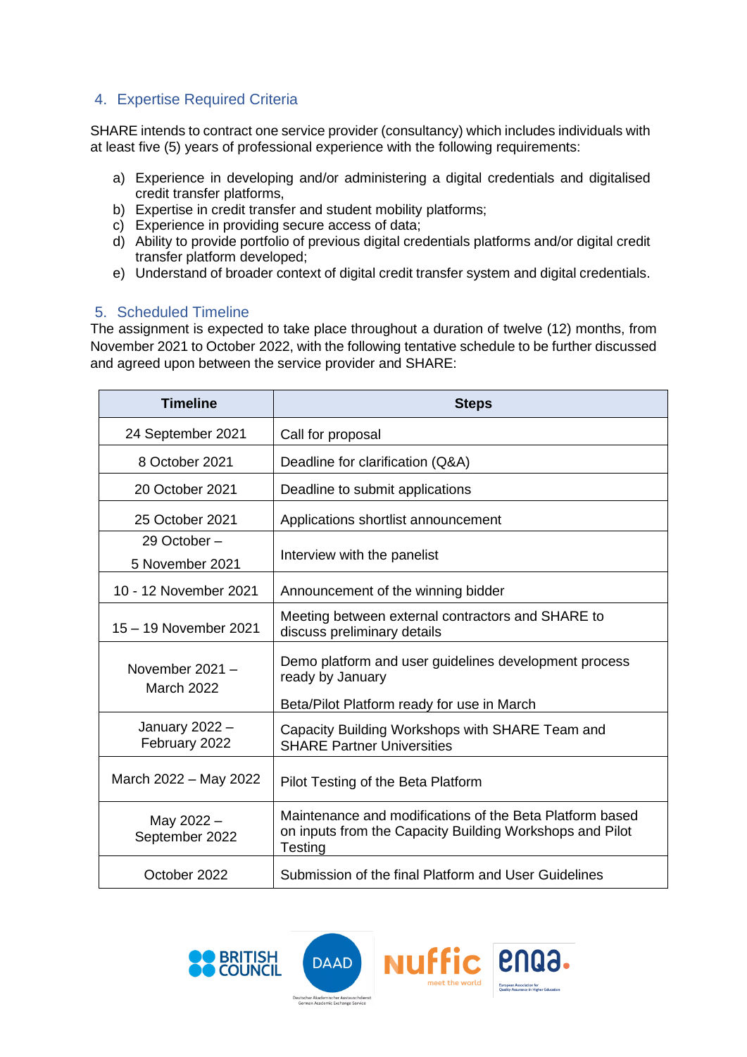## 4. Expertise Required Criteria

SHARE intends to contract one service provider (consultancy) which includes individuals with at least five (5) years of professional experience with the following requirements:

a) Experience in developing and/or administering a digital credentials and digitalised credit transfer platforms,
b) Expertise in credit transfer and student mobility platforms;
c) Experience in providing secure access of data;
d) Ability to provide portfolio of previous digital credentials platforms and/or digital credit transfer platform developed;
e) Understand of broader context of digital credit transfer system and digital credentials.

## 5. Scheduled Timeline

The assignment is expected to take place throughout a duration of twelve (12) months, from November 2021 to October 2022, with the following tentative schedule to be further discussed and agreed upon between the service provider and SHARE:

| Timeline | Steps |
|---|---|
| 24 September 2021 | Call for proposal |
| 8 October 2021 | Deadline for clarification (Q&A) |
| 20 October 2021 | Deadline to submit applications |
| 25 October 2021 | Applications shortlist announcement |
| 29 October – 5 November 2021 | Interview with the panelist |
| 10 - 12 November 2021 | Announcement of the winning bidder |
| 15 – 19 November 2021 | Meeting between external contractors and SHARE to discuss preliminary details |
| November 2021 – March 2022 | Demo platform and user guidelines development process ready by January<br><br>Beta/Pilot Platform ready for use in March |
| January 2022 – February 2022 | Capacity Building Workshops with SHARE Team and SHARE Partner Universities |
| March 2022 – May 2022 | Pilot Testing of the Beta Platform |
| May 2022 – September 2022 | Maintenance and modifications of the Beta Platform based on inputs from the Capacity Building Workshops and Pilot Testing |
| October 2022 | Submission of the final Platform and User Guidelines |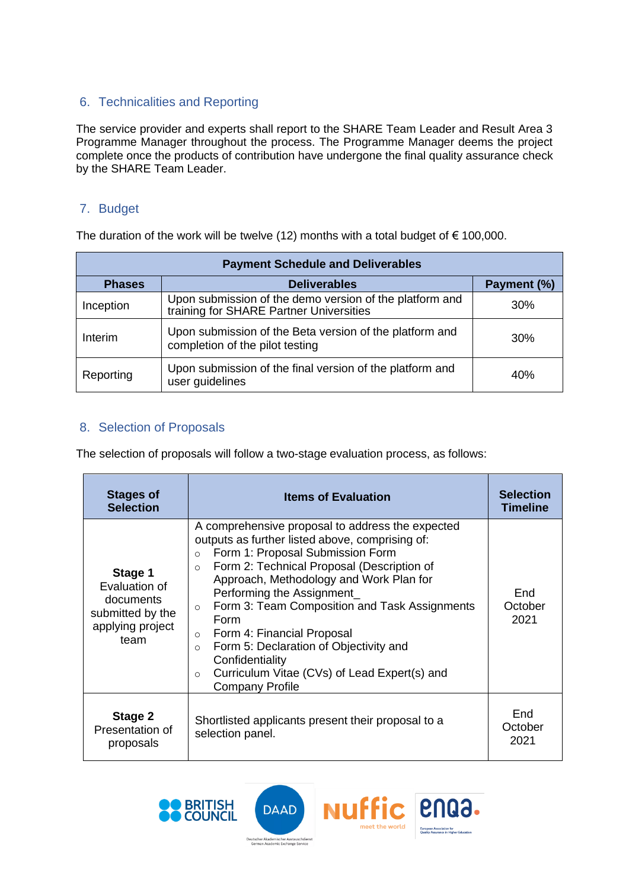## 6. Technicalities and Reporting

The service provider and experts shall report to the SHARE Team Leader and Result Area 3 Programme Manager throughout the process. The Programme Manager deems the project complete once the products of contribution have undergone the final quality assurance check by the SHARE Team Leader.

## 7. Budget

The duration of the work will be twelve (12) months with a total budget of € 100,000.

| Payment Schedule and Deliverables | | |
|---|---|---|
| **Phases** | **Deliverables** | **Payment (%)** |
| Inception | Upon submission of the demo version of the platform and training for SHARE Partner Universities | 30% |
| Interim | Upon submission of the Beta version of the platform and completion of the pilot testing | 30% |
| Reporting | Upon submission of the final version of the platform and user guidelines | 40% |

## 8. Selection of Proposals

The selection of proposals will follow a two-stage evaluation process, as follows:

| Stages of Selection | Items of Evaluation | Selection Timeline |
|---|---|---|
| **Stage 1** Evaluation of documents submitted by the applying project team | A comprehensive proposal to address the expected outputs as further listed above, comprising of: <br> ○ Form 1: Proposal Submission Form <br> ○ Form 2: Technical Proposal (Description of Approach, Methodology and Work Plan for Performing the Assignment_ <br> ○ Form 3: Team Composition and Task Assignments Form <br> ○ Form 4: Financial Proposal <br> ○ Form 5: Declaration of Objectivity and Confidentiality <br> ○ Curriculum Vitae (CVs) of Lead Expert(s) and Company Profile | End October 2021 |
| **Stage 2** Presentation of proposals | Shortlisted applicants present their proposal to a selection panel. | End October 2021 |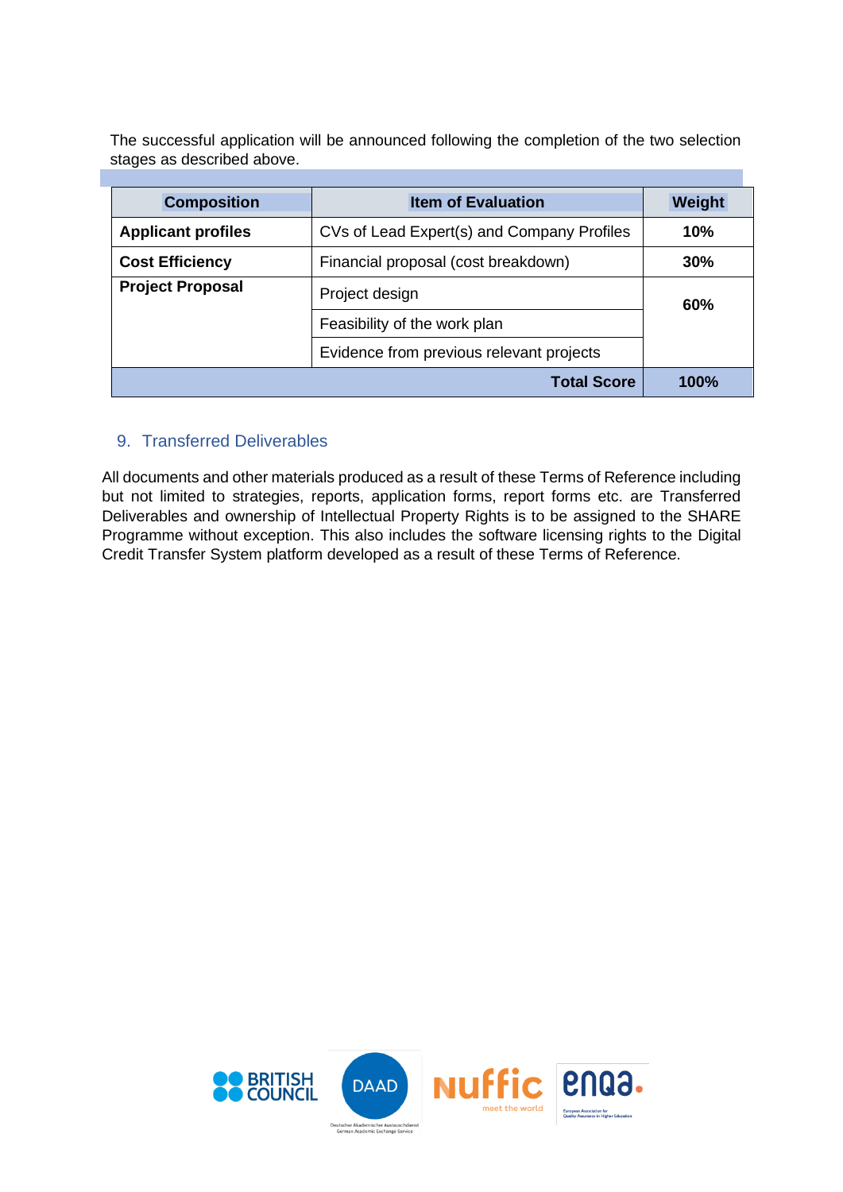The successful application will be announced following the completion of the two selection stages as described above.

| Composition | Item of Evaluation | Weight |
|---|---|---|
| **Applicant profiles** | CVs of Lead Expert(s) and Company Profiles | **10%** |
| **Cost Efficiency** | Financial proposal (cost breakdown) | **30%** |
| **Project Proposal** | Project design | **60%** |
| | Feasibility of the work plan | |
| | Evidence from previous relevant projects | |
| | **Total Score** | **100%** |

## 9. Transferred Deliverables

All documents and other materials produced as a result of these Terms of Reference including but not limited to strategies, reports, application forms, report forms etc. are Transferred Deliverables and ownership of Intellectual Property Rights is to be assigned to the SHARE Programme without exception. This also includes the software licensing rights to the Digital Credit Transfer System platform developed as a result of these Terms of Reference.